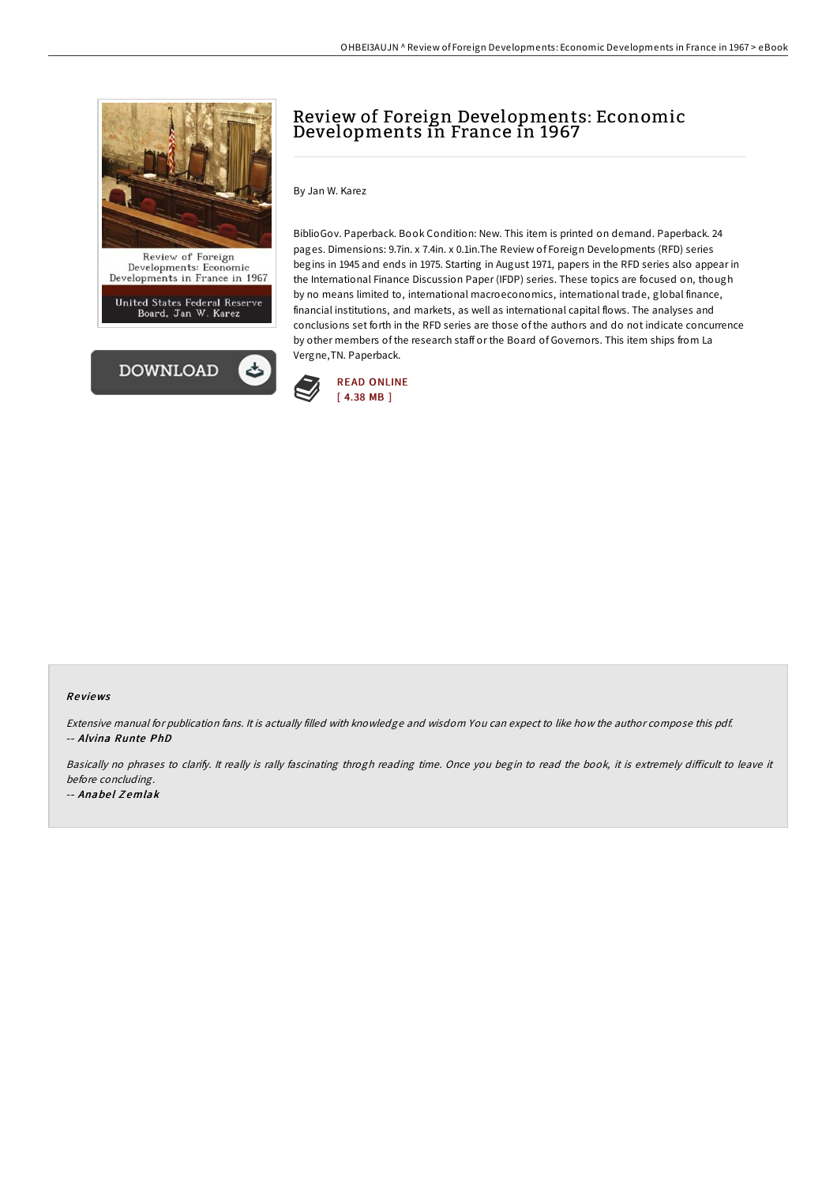# Review of Foreign Developments: Economic Developments in France in 1967

By Jan W. Karez

BiblioGov. Paperback. Book Condition: New. This item is printed on demand. Paperback. 24 pages. Dimensions: 9.7in. x 7.4in. x 0.1in.The Review of Foreign Developments (RFD) series begins in 1945 and ends in 1975. Starting in August 1971, papers in the RFD series also appear in the International Finance Discussion Paper (IFDP) series. These topics are focused on, though by no means limited to, international macroeconomics, international trade, global finance, financial institutions, and markets, as well as international capital flows. The analyses and conclusions set forth in the RFD series are those of the authors and do not indicate concurrence by other members of the research staff or the Board of Governors. This item ships from La Vergne,TN. Paperback.

READ ONLINE
[ 4.38 MB ]

### Reviews

*Extensive manual for publication fans. It is actually filled with knowledge and wisdom You can expect to like how the author compose this pdf.*
-- ***Alvina Runte PhD***

*Basically no phrases to clarify. It really is rally fascinating throgh reading time. Once you begin to read the book, it is extremely difficult to leave it before concluding.*
-- ***Anabel Zemlak***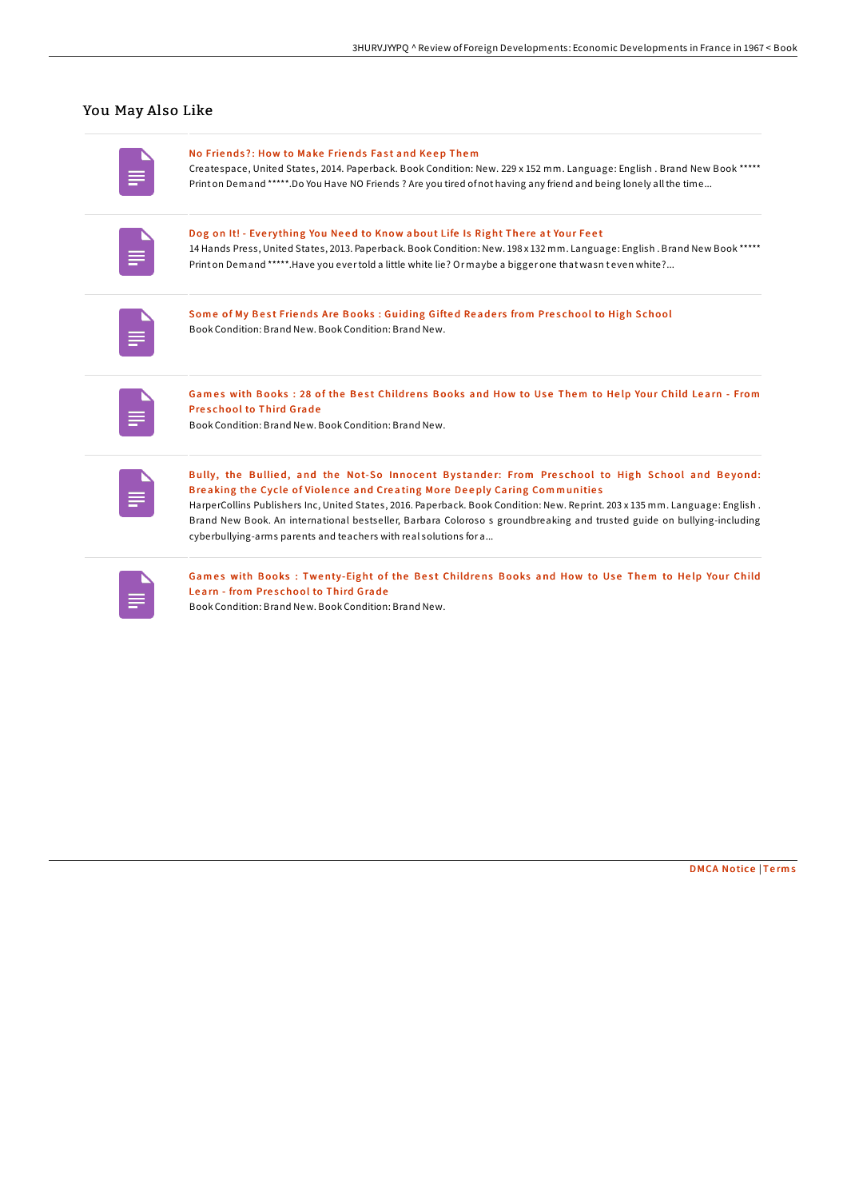## You May Also Like

**No Friends?: How to Make Friends Fast and Keep Them**

Createspace, United States, 2014. Paperback. Book Condition: New. 229 x 152 mm. Language: English . Brand New Book ***** Print on Demand *****.Do You Have NO Friends ? Are you tired of not having any friend and being lonely all the time...

**Dog on It! - Everything You Need to Know about Life Is Right There at Your Feet**

14 Hands Press, United States, 2013. Paperback. Book Condition: New. 198 x 132 mm. Language: English . Brand New Book ***** Print on Demand *****.Have you ever told a little white lie? Or maybe a bigger one that wasn t even white?...

**Some of My Best Friends Are Books : Guiding Gifted Readers from Preschool to High School**

Book Condition: Brand New. Book Condition: Brand New.

**Games with Books : 28 of the Best Childrens Books and How to Use Them to Help Your Child Learn - From Preschool to Third Grade**

Book Condition: Brand New. Book Condition: Brand New.

**Bully, the Bullied, and the Not-So Innocent Bystander: From Preschool to High School and Beyond: Breaking the Cycle of Violence and Creating More Deeply Caring Communities**

HarperCollins Publishers Inc, United States, 2016. Paperback. Book Condition: New. Reprint. 203 x 135 mm. Language: English . Brand New Book. An international bestseller, Barbara Coloroso s groundbreaking and trusted guide on bullying-including cyberbullying-arms parents and teachers with real solutions for a...

**Games with Books : Twenty-Eight of the Best Childrens Books and How to Use Them to Help Your Child Learn - from Preschool to Third Grade**

Book Condition: Brand New. Book Condition: Brand New.

DMCA Notice | Terms